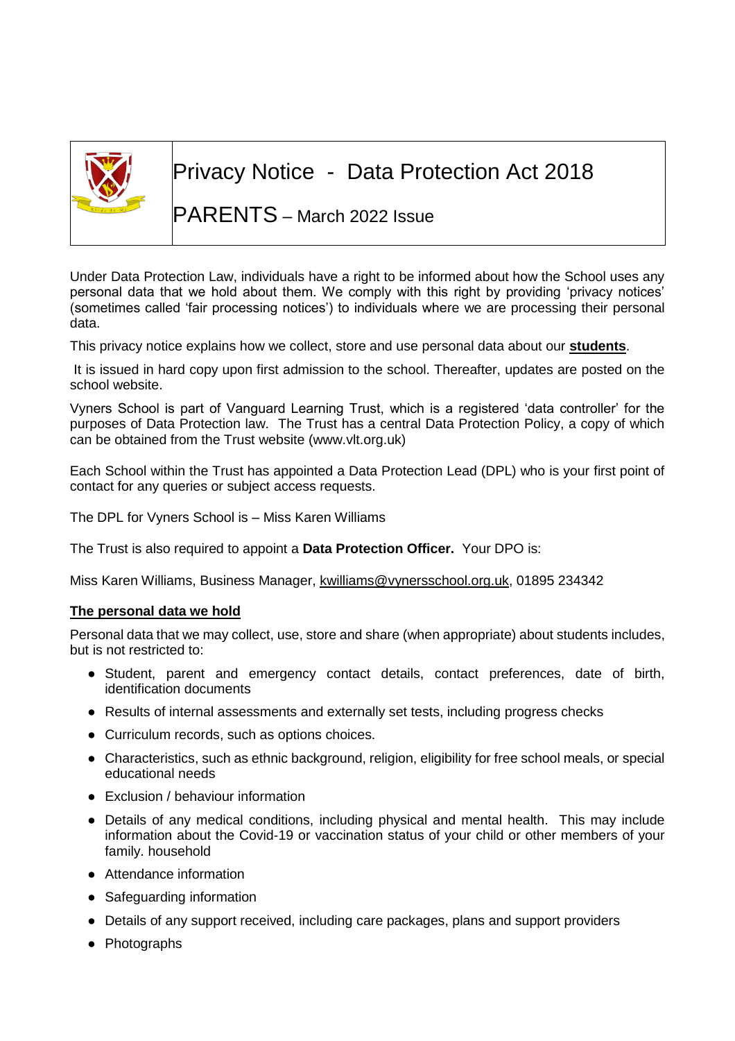# Privacy Notice - Data Protection Act 2018

## PARENTS – March 2022 Issue

Under Data Protection Law, individuals have a right to be informed about how the School uses any personal data that we hold about them. We comply with this right by providing 'privacy notices' (sometimes called 'fair processing notices') to individuals where we are processing their personal data.

This privacy notice explains how we collect, store and use personal data about our **students**.

It is issued in hard copy upon first admission to the school. Thereafter, updates are posted on the school website.

Vyners School is part of Vanguard Learning Trust, which is a registered 'data controller' for the purposes of Data Protection law. The Trust has a central Data Protection Policy, a copy of which can be obtained from the Trust website (www.vlt.org.uk)

Each School within the Trust has appointed a Data Protection Lead (DPL) who is your first point of contact for any queries or subject access requests.

The DPL for Vyners School is – Miss Karen Williams

The Trust is also required to appoint a **Data Protection Officer.** Your DPO is:

Miss Karen Williams, Business Manager, kwilliams@vynersschool.org.uk, 01895 234342

**The personal data we hold**

Personal data that we may collect, use, store and share (when appropriate) about students includes, but is not restricted to:

- Student, parent and emergency contact details, contact preferences, date of birth, identification documents
- Results of internal assessments and externally set tests, including progress checks
- Curriculum records, such as options choices.
- Characteristics, such as ethnic background, religion, eligibility for free school meals, or special educational needs
- Exclusion / behaviour information
- Details of any medical conditions, including physical and mental health. This may include information about the Covid-19 or vaccination status of your child or other members of your family. household
- Attendance information
- Safeguarding information
- Details of any support received, including care packages, plans and support providers
- Photographs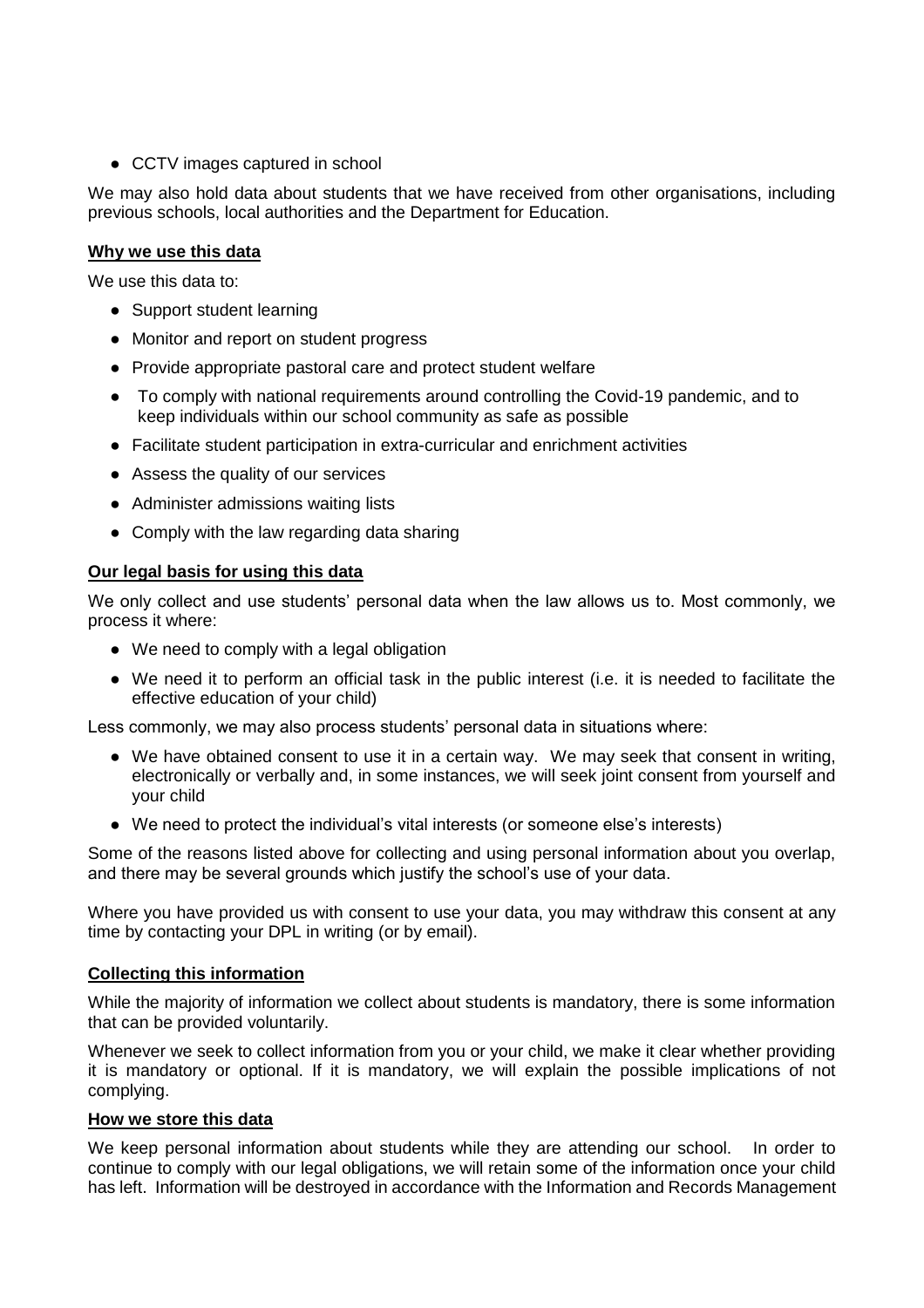- CCTV images captured in school

We may also hold data about students that we have received from other organisations, including previous schools, local authorities and the Department for Education.

**Why we use this data**

We use this data to:

- Support student learning
- Monitor and report on student progress
- Provide appropriate pastoral care and protect student welfare
- To comply with national requirements around controlling the Covid-19 pandemic, and to keep individuals within our school community as safe as possible
- Facilitate student participation in extra-curricular and enrichment activities
- Assess the quality of our services
- Administer admissions waiting lists
- Comply with the law regarding data sharing

**Our legal basis for using this data**

We only collect and use students' personal data when the law allows us to. Most commonly, we process it where:

- We need to comply with a legal obligation
- We need it to perform an official task in the public interest (i.e. it is needed to facilitate the effective education of your child)

Less commonly, we may also process students' personal data in situations where:

- We have obtained consent to use it in a certain way. We may seek that consent in writing, electronically or verbally and, in some instances, we will seek joint consent from yourself and your child
- We need to protect the individual's vital interests (or someone else's interests)

Some of the reasons listed above for collecting and using personal information about you overlap, and there may be several grounds which justify the school's use of your data.

Where you have provided us with consent to use your data, you may withdraw this consent at any time by contacting your DPL in writing (or by email).

**Collecting this information**

While the majority of information we collect about students is mandatory, there is some information that can be provided voluntarily.

Whenever we seek to collect information from you or your child, we make it clear whether providing it is mandatory or optional. If it is mandatory, we will explain the possible implications of not complying.

**How we store this data**

We keep personal information about students while they are attending our school. In order to continue to comply with our legal obligations, we will retain some of the information once your child has left. Information will be destroyed in accordance with the Information and Records Management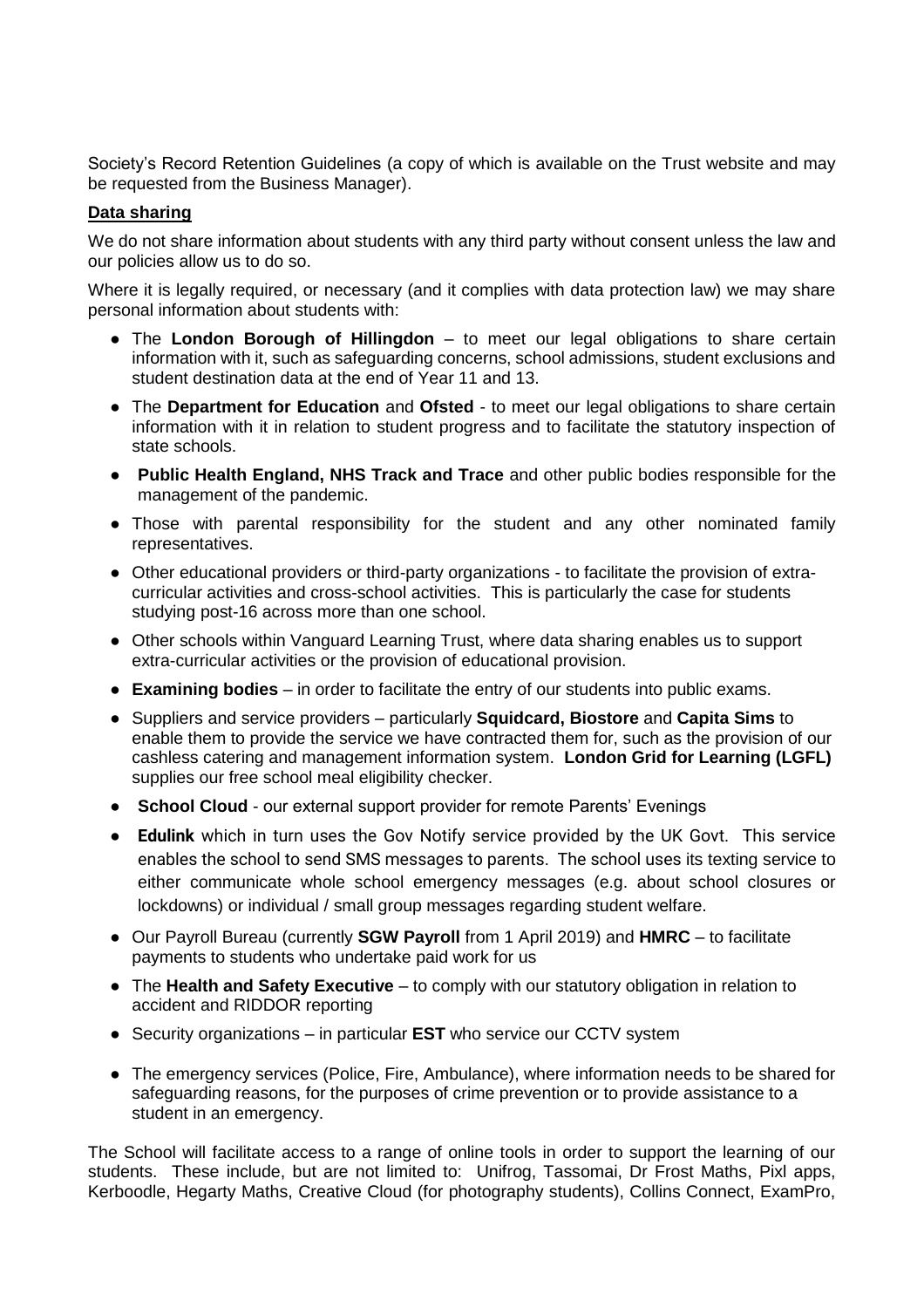Society's Record Retention Guidelines (a copy of which is available on the Trust website and may be requested from the Business Manager).

**Data sharing**

We do not share information about students with any third party without consent unless the law and our policies allow us to do so.

Where it is legally required, or necessary (and it complies with data protection law) we may share personal information about students with:

- The **London Borough of Hillingdon** – to meet our legal obligations to share certain information with it, such as safeguarding concerns, school admissions, student exclusions and student destination data at the end of Year 11 and 13.
- The **Department for Education** and **Ofsted** - to meet our legal obligations to share certain information with it in relation to student progress and to facilitate the statutory inspection of state schools.
- **Public Health England, NHS Track and Trace** and other public bodies responsible for the management of the pandemic.
- Those with parental responsibility for the student and any other nominated family representatives.
- Other educational providers or third-party organizations - to facilitate the provision of extra-curricular activities and cross-school activities. This is particularly the case for students studying post-16 across more than one school.
- Other schools within Vanguard Learning Trust, where data sharing enables us to support extra-curricular activities or the provision of educational provision.
- **Examining bodies** – in order to facilitate the entry of our students into public exams.
- Suppliers and service providers – particularly **Squidcard, Biostore** and **Capita Sims** to enable them to provide the service we have contracted them for, such as the provision of our cashless catering and management information system. **London Grid for Learning (LGFL)** supplies our free school meal eligibility checker.
- **School Cloud** - our external support provider for remote Parents' Evenings
- **Edulink** which in turn uses the Gov Notify service provided by the UK Govt. This service enables the school to send SMS messages to parents. The school uses its texting service to either communicate whole school emergency messages (e.g. about school closures or lockdowns) or individual / small group messages regarding student welfare.
- Our Payroll Bureau (currently **SGW Payroll** from 1 April 2019) and **HMRC** – to facilitate payments to students who undertake paid work for us
- The **Health and Safety Executive** – to comply with our statutory obligation in relation to accident and RIDDOR reporting
- Security organizations – in particular **EST** who service our CCTV system
- The emergency services (Police, Fire, Ambulance), where information needs to be shared for safeguarding reasons, for the purposes of crime prevention or to provide assistance to a student in an emergency.

The School will facilitate access to a range of online tools in order to support the learning of our students. These include, but are not limited to: Unifrog, Tassomai, Dr Frost Maths, Pixl apps, Kerboodle, Hegarty Maths, Creative Cloud (for photography students), Collins Connect, ExamPro,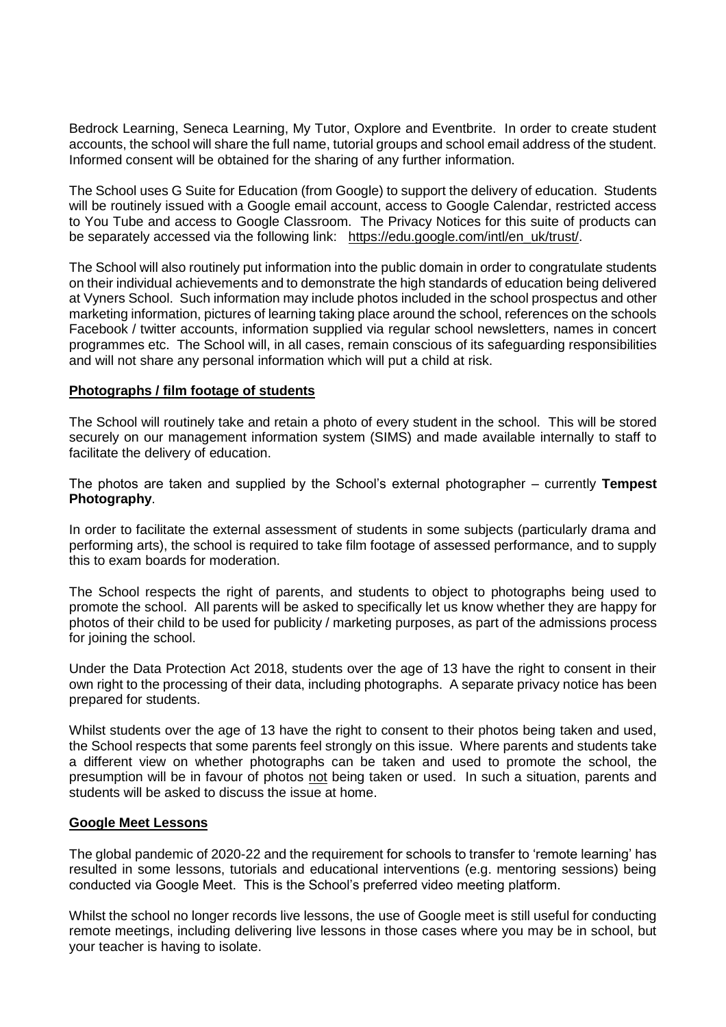Bedrock Learning, Seneca Learning, My Tutor, Oxplore and Eventbrite. In order to create student accounts, the school will share the full name, tutorial groups and school email address of the student. Informed consent will be obtained for the sharing of any further information.

The School uses G Suite for Education (from Google) to support the delivery of education. Students will be routinely issued with a Google email account, access to Google Calendar, restricted access to You Tube and access to Google Classroom. The Privacy Notices for this suite of products can be separately accessed via the following link: [https://edu.google.com/intl/en_uk/trust/](https://edu.google.com/intl/en_uk/trust/).

The School will also routinely put information into the public domain in order to congratulate students on their individual achievements and to demonstrate the high standards of education being delivered at Vyners School. Such information may include photos included in the school prospectus and other marketing information, pictures of learning taking place around the school, references on the schools Facebook / twitter accounts, information supplied via regular school newsletters, names in concert programmes etc. The School will, in all cases, remain conscious of its safeguarding responsibilities and will not share any personal information which will put a child at risk.

**Photographs / film footage of students**

The School will routinely take and retain a photo of every student in the school. This will be stored securely on our management information system (SIMS) and made available internally to staff to facilitate the delivery of education.

The photos are taken and supplied by the School's external photographer – currently **Tempest Photography**.

In order to facilitate the external assessment of students in some subjects (particularly drama and performing arts), the school is required to take film footage of assessed performance, and to supply this to exam boards for moderation.

The School respects the right of parents, and students to object to photographs being used to promote the school. All parents will be asked to specifically let us know whether they are happy for photos of their child to be used for publicity / marketing purposes, as part of the admissions process for joining the school.

Under the Data Protection Act 2018, students over the age of 13 have the right to consent in their own right to the processing of their data, including photographs. A separate privacy notice has been prepared for students.

Whilst students over the age of 13 have the right to consent to their photos being taken and used, the School respects that some parents feel strongly on this issue. Where parents and students take a different view on whether photographs can be taken and used to promote the school, the presumption will be in favour of photos not being taken or used. In such a situation, parents and students will be asked to discuss the issue at home.

**Google Meet Lessons**

The global pandemic of 2020-22 and the requirement for schools to transfer to 'remote learning' has resulted in some lessons, tutorials and educational interventions (e.g. mentoring sessions) being conducted via Google Meet. This is the School's preferred video meeting platform.

Whilst the school no longer records live lessons, the use of Google meet is still useful for conducting remote meetings, including delivering live lessons in those cases where you may be in school, but your teacher is having to isolate.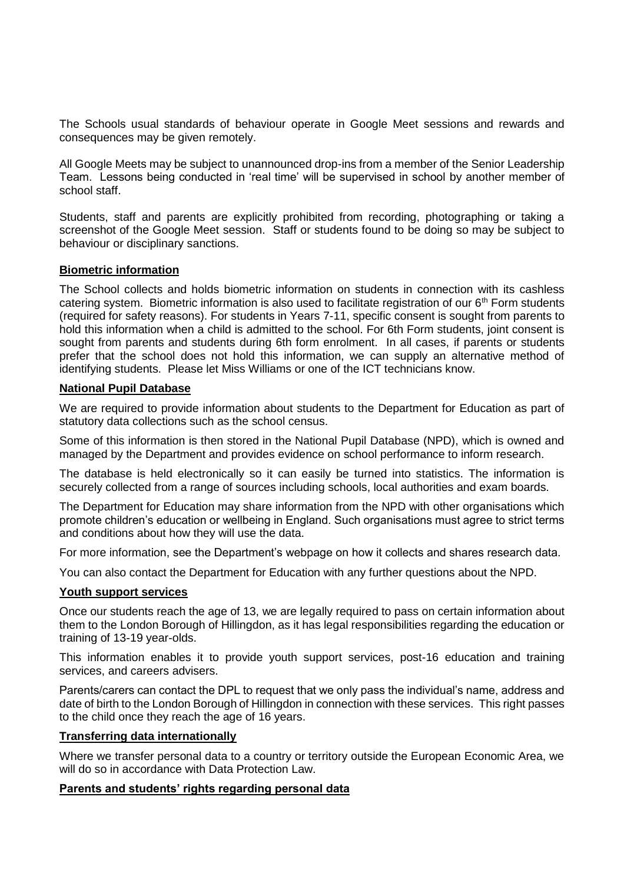The Schools usual standards of behaviour operate in Google Meet sessions and rewards and consequences may be given remotely.

All Google Meets may be subject to unannounced drop-ins from a member of the Senior Leadership Team. Lessons being conducted in 'real time' will be supervised in school by another member of school staff.

Students, staff and parents are explicitly prohibited from recording, photographing or taking a screenshot of the Google Meet session. Staff or students found to be doing so may be subject to behaviour or disciplinary sanctions.

**Biometric information**

The School collects and holds biometric information on students in connection with its cashless catering system. Biometric information is also used to facilitate registration of our 6th Form students (required for safety reasons). For students in Years 7-11, specific consent is sought from parents to hold this information when a child is admitted to the school. For 6th Form students, joint consent is sought from parents and students during 6th form enrolment. In all cases, if parents or students prefer that the school does not hold this information, we can supply an alternative method of identifying students. Please let Miss Williams or one of the ICT technicians know.

**National Pupil Database**

We are required to provide information about students to the Department for Education as part of statutory data collections such as the school census.

Some of this information is then stored in the National Pupil Database (NPD), which is owned and managed by the Department and provides evidence on school performance to inform research.

The database is held electronically so it can easily be turned into statistics. The information is securely collected from a range of sources including schools, local authorities and exam boards.

The Department for Education may share information from the NPD with other organisations which promote children's education or wellbeing in England. Such organisations must agree to strict terms and conditions about how they will use the data.

For more information, see the Department's webpage on how it collects and shares research data.

You can also contact the Department for Education with any further questions about the NPD.

**Youth support services**

Once our students reach the age of 13, we are legally required to pass on certain information about them to the London Borough of Hillingdon, as it has legal responsibilities regarding the education or training of 13-19 year-olds.

This information enables it to provide youth support services, post-16 education and training services, and careers advisers.

Parents/carers can contact the DPL to request that we only pass the individual's name, address and date of birth to the London Borough of Hillingdon in connection with these services. This right passes to the child once they reach the age of 16 years.

**Transferring data internationally**

Where we transfer personal data to a country or territory outside the European Economic Area, we will do so in accordance with Data Protection Law.

**Parents and students' rights regarding personal data**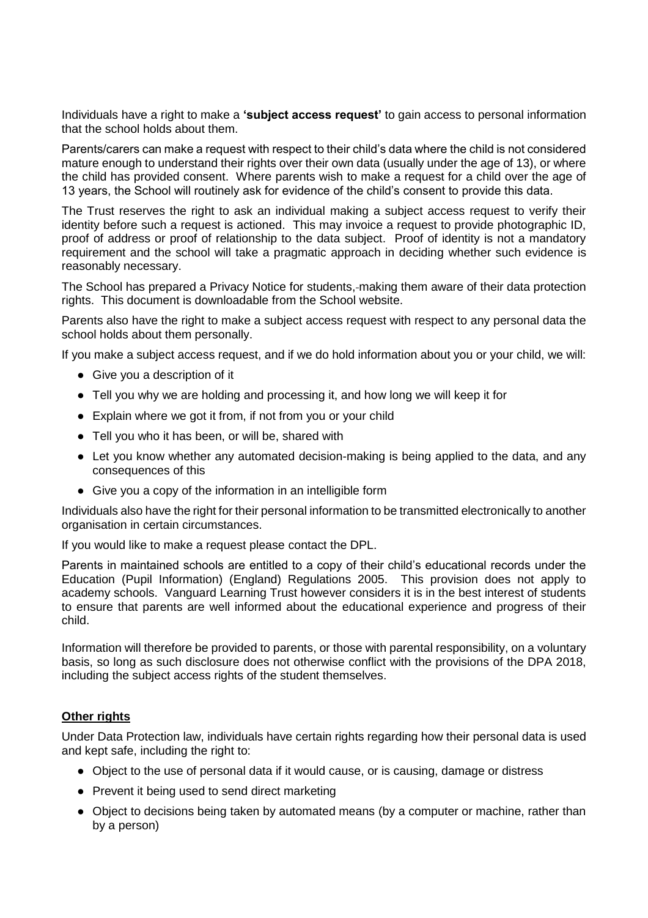Individuals have a right to make a **'subject access request'** to gain access to personal information that the school holds about them.

Parents/carers can make a request with respect to their child's data where the child is not considered mature enough to understand their rights over their own data (usually under the age of 13), or where the child has provided consent. Where parents wish to make a request for a child over the age of 13 years, the School will routinely ask for evidence of the child's consent to provide this data.

The Trust reserves the right to ask an individual making a subject access request to verify their identity before such a request is actioned. This may invoice a request to provide photographic ID, proof of address or proof of relationship to the data subject. Proof of identity is not a mandatory requirement and the school will take a pragmatic approach in deciding whether such evidence is reasonably necessary.

The School has prepared a Privacy Notice for students, making them aware of their data protection rights. This document is downloadable from the School website.

Parents also have the right to make a subject access request with respect to any personal data the school holds about them personally.

If you make a subject access request, and if we do hold information about you or your child, we will:

- Give you a description of it
- Tell you why we are holding and processing it, and how long we will keep it for
- Explain where we got it from, if not from you or your child
- Tell you who it has been, or will be, shared with
- Let you know whether any automated decision-making is being applied to the data, and any consequences of this
- Give you a copy of the information in an intelligible form

Individuals also have the right for their personal information to be transmitted electronically to another organisation in certain circumstances.

If you would like to make a request please contact the DPL.

Parents in maintained schools are entitled to a copy of their child's educational records under the Education (Pupil Information) (England) Regulations 2005. This provision does not apply to academy schools. Vanguard Learning Trust however considers it is in the best interest of students to ensure that parents are well informed about the educational experience and progress of their child.

Information will therefore be provided to parents, or those with parental responsibility, on a voluntary basis, so long as such disclosure does not otherwise conflict with the provisions of the DPA 2018, including the subject access rights of the student themselves.

**Other rights**

Under Data Protection law, individuals have certain rights regarding how their personal data is used and kept safe, including the right to:

- Object to the use of personal data if it would cause, or is causing, damage or distress
- Prevent it being used to send direct marketing
- Object to decisions being taken by automated means (by a computer or machine, rather than by a person)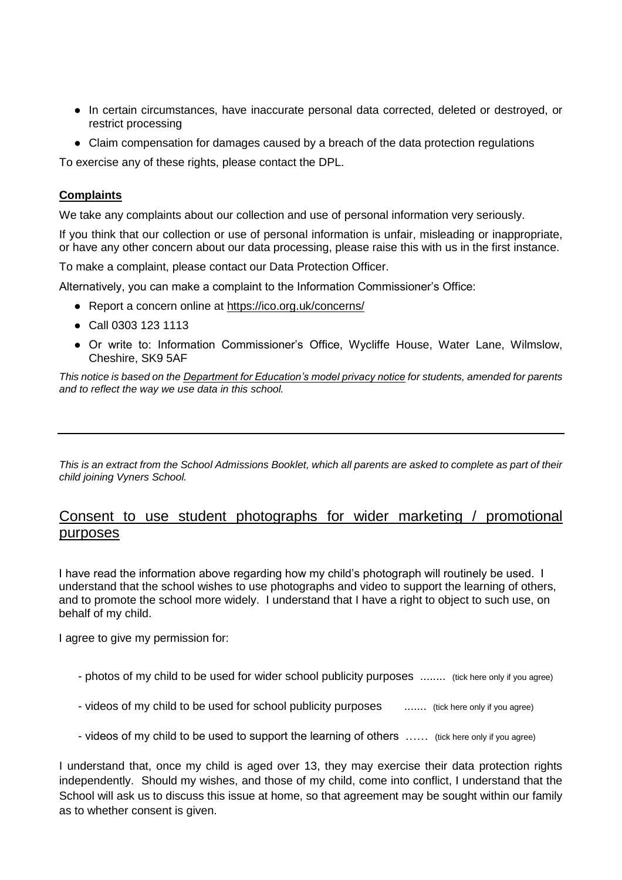- In certain circumstances, have inaccurate personal data corrected, deleted or destroyed, or restrict processing
- Claim compensation for damages caused by a breach of the data protection regulations

To exercise any of these rights, please contact the DPL.

**Complaints**

We take any complaints about our collection and use of personal information very seriously.

If you think that our collection or use of personal information is unfair, misleading or inappropriate, or have any other concern about our data processing, please raise this with us in the first instance.

To make a complaint, please contact our Data Protection Officer.

Alternatively, you can make a complaint to the Information Commissioner's Office:

- Report a concern online at https://ico.org.uk/concerns/
- Call 0303 123 1113
- Or write to: Information Commissioner's Office, Wycliffe House, Water Lane, Wilmslow, Cheshire, SK9 5AF

*This notice is based on the Department for Education's model privacy notice for students, amended for parents and to reflect the way we use data in this school.*

---

*This is an extract from the School Admissions Booklet, which all parents are asked to complete as part of their child joining Vyners School.*

## Consent to use student photographs for wider marketing / promotional purposes

I have read the information above regarding how my child's photograph will routinely be used. I understand that the school wishes to use photographs and video to support the learning of others, and to promote the school more widely. I understand that I have a right to object to such use, on behalf of my child.

I agree to give my permission for:

- photos of my child to be used for wider school publicity purposes ........ (tick here only if you agree)
- videos of my child to be used for school publicity purposes ....... (tick here only if you agree)
- videos of my child to be used to support the learning of others …… (tick here only if you agree)

I understand that, once my child is aged over 13, they may exercise their data protection rights independently. Should my wishes, and those of my child, come into conflict, I understand that the School will ask us to discuss this issue at home, so that agreement may be sought within our family as to whether consent is given.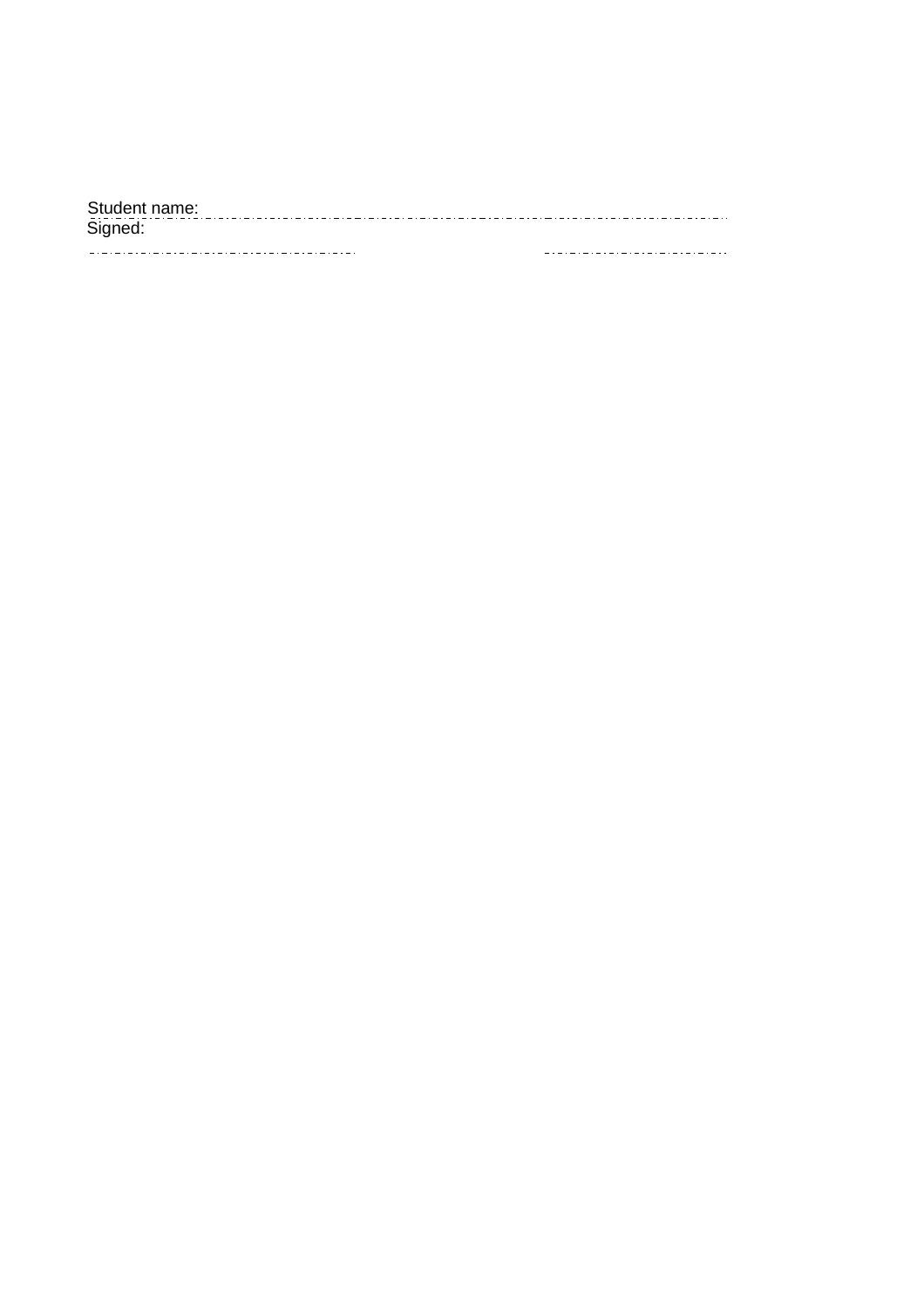Student name: ..........................................................................................................
Signed:

.............................................................................................. ..............................................................